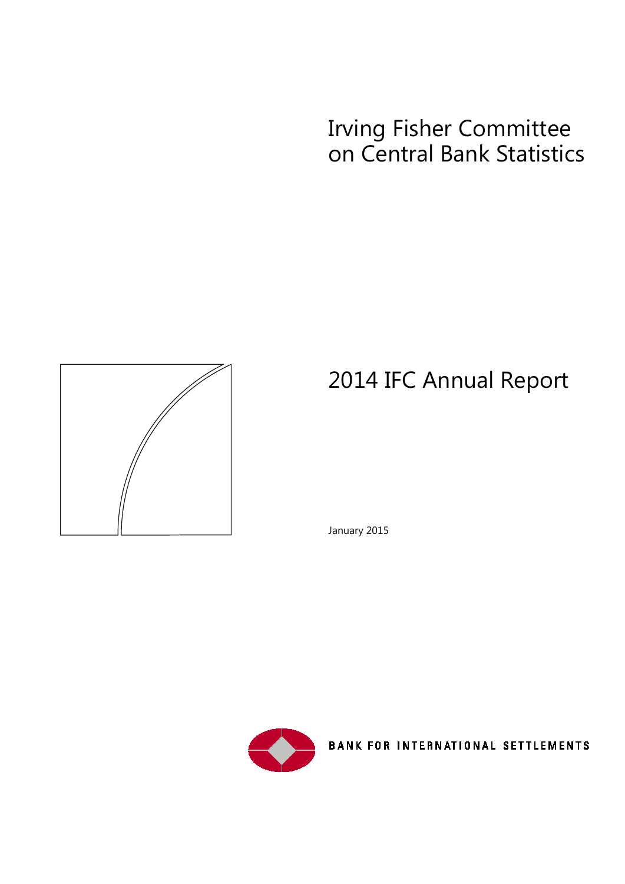# Irving Fisher Committee on Central Bank Statistics

# 2014 IFC Annual Report

January 2015

BANK FOR INTERNATIONAL SETTLEMENTS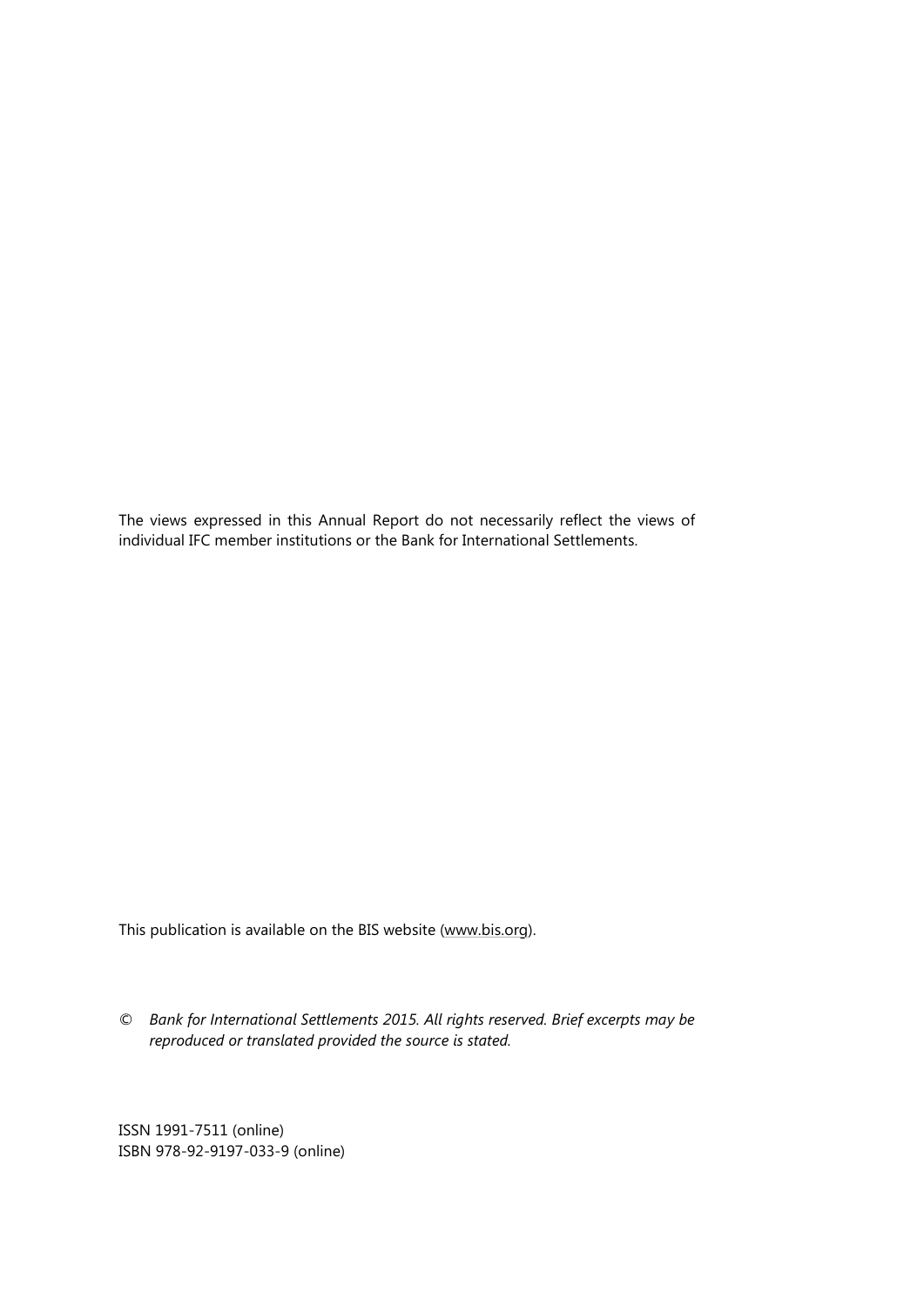The views expressed in this Annual Report do not necessarily reflect the views of individual IFC member institutions or the Bank for International Settlements.

This publication is available on the BIS website (www.bis.org).

© *Bank for International Settlements 2015. All rights reserved. Brief excerpts may be reproduced or translated provided the source is stated.*

ISSN 1991-7511 (online)
ISBN 978-92-9197-033-9 (online)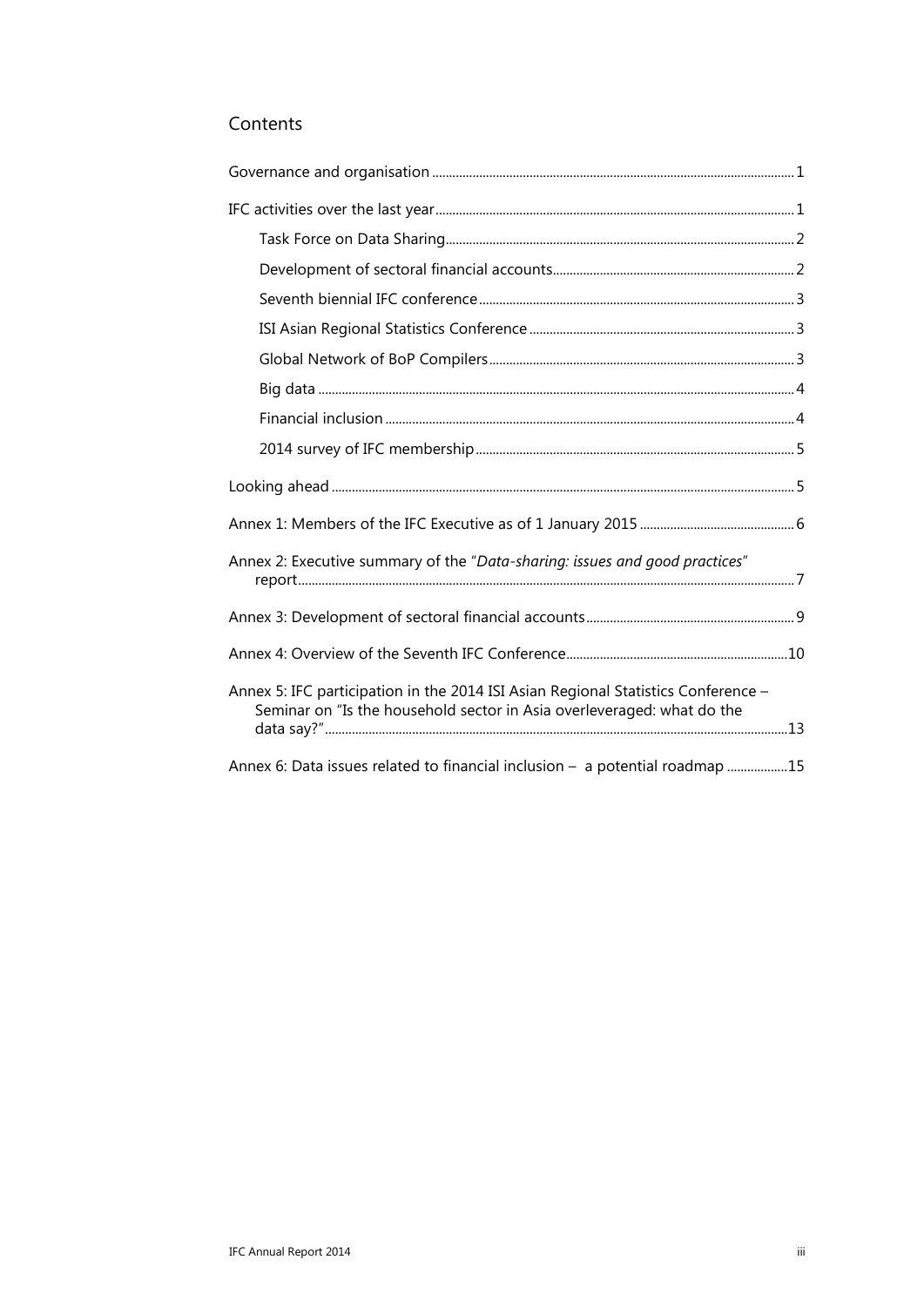## Contents

Governance and organisation ........ 1

IFC activities over the last year ........ 1

- Task Force on Data Sharing ........ 2
- Development of sectoral financial accounts ........ 2
- Seventh biennial IFC conference ........ 3
- ISI Asian Regional Statistics Conference ........ 3
- Global Network of BoP Compilers ........ 3
- Big data ........ 4
- Financial inclusion ........ 4
- 2014 survey of IFC membership ........ 5

Looking ahead ........ 5

Annex 1: Members of the IFC Executive as of 1 January 2015 ........ 6

Annex 2: Executive summary of the "*Data-sharing: issues and good practices*" report ........ 7

Annex 3: Development of sectoral financial accounts ........ 9

Annex 4: Overview of the Seventh IFC Conference ........ 10

Annex 5: IFC participation in the 2014 ISI Asian Regional Statistics Conference – Seminar on "Is the household sector in Asia overleveraged: what do the data say?" ........ 13

Annex 6: Data issues related to financial inclusion – a potential roadmap ........ 15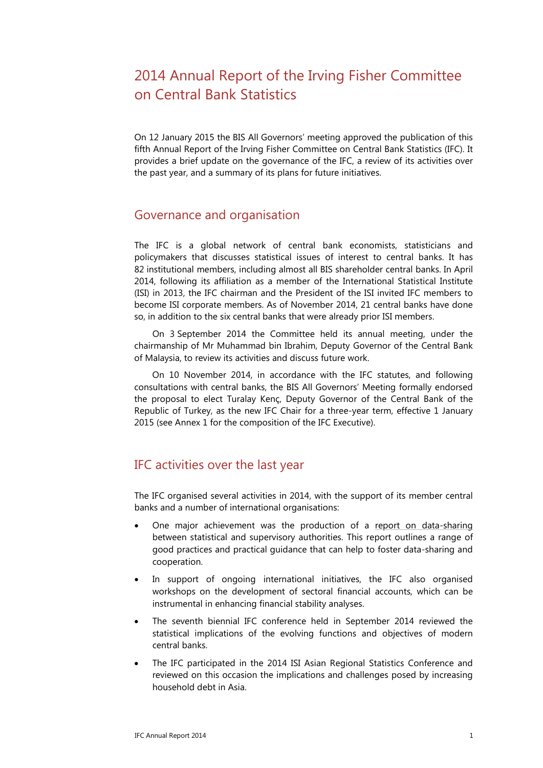# 2014 Annual Report of the Irving Fisher Committee on Central Bank Statistics

On 12 January 2015 the BIS All Governors' meeting approved the publication of this fifth Annual Report of the Irving Fisher Committee on Central Bank Statistics (IFC). It provides a brief update on the governance of the IFC, a review of its activities over the past year, and a summary of its plans for future initiatives.

## Governance and organisation

The IFC is a global network of central bank economists, statisticians and policymakers that discusses statistical issues of interest to central banks. It has 82 institutional members, including almost all BIS shareholder central banks. In April 2014, following its affiliation as a member of the International Statistical Institute (ISI) in 2013, the IFC chairman and the President of the ISI invited IFC members to become ISI corporate members. As of November 2014, 21 central banks have done so, in addition to the six central banks that were already prior ISI members.

On 3 September 2014 the Committee held its annual meeting, under the chairmanship of Mr Muhammad bin Ibrahim, Deputy Governor of the Central Bank of Malaysia, to review its activities and discuss future work.

On 10 November 2014, in accordance with the IFC statutes, and following consultations with central banks, the BIS All Governors' Meeting formally endorsed the proposal to elect Turalay Kenç, Deputy Governor of the Central Bank of the Republic of Turkey, as the new IFC Chair for a three-year term, effective 1 January 2015 (see Annex 1 for the composition of the IFC Executive).

## IFC activities over the last year

The IFC organised several activities in 2014, with the support of its member central banks and a number of international organisations:

- One major achievement was the production of a report on data-sharing between statistical and supervisory authorities. This report outlines a range of good practices and practical guidance that can help to foster data-sharing and cooperation.
- In support of ongoing international initiatives, the IFC also organised workshops on the development of sectoral financial accounts, which can be instrumental in enhancing financial stability analyses.
- The seventh biennial IFC conference held in September 2014 reviewed the statistical implications of the evolving functions and objectives of modern central banks.
- The IFC participated in the 2014 ISI Asian Regional Statistics Conference and reviewed on this occasion the implications and challenges posed by increasing household debt in Asia.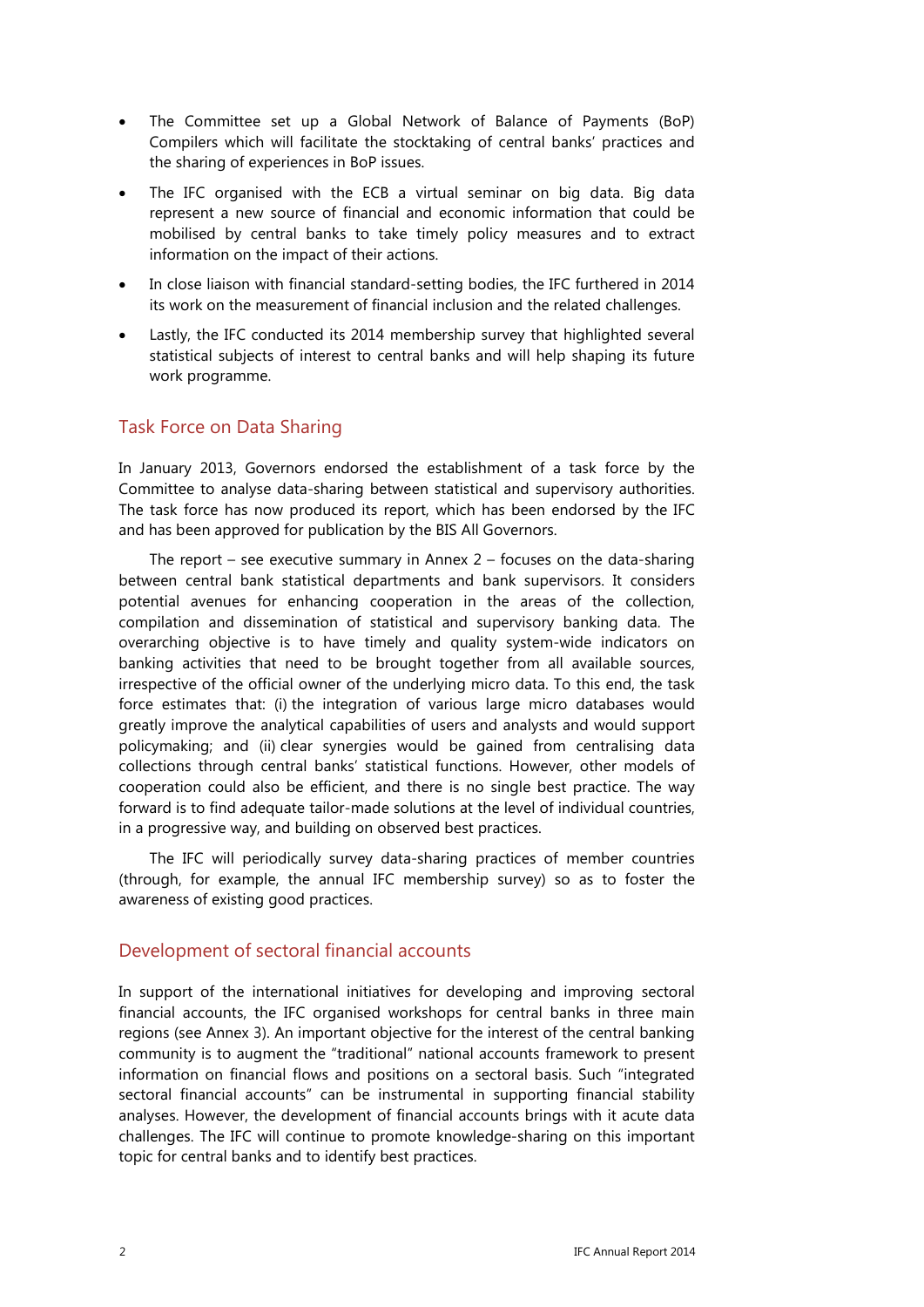- The Committee set up a Global Network of Balance of Payments (BoP) Compilers which will facilitate the stocktaking of central banks' practices and the sharing of experiences in BoP issues.
- The IFC organised with the ECB a virtual seminar on big data. Big data represent a new source of financial and economic information that could be mobilised by central banks to take timely policy measures and to extract information on the impact of their actions.
- In close liaison with financial standard-setting bodies, the IFC furthered in 2014 its work on the measurement of financial inclusion and the related challenges.
- Lastly, the IFC conducted its 2014 membership survey that highlighted several statistical subjects of interest to central banks and will help shaping its future work programme.

## Task Force on Data Sharing

In January 2013, Governors endorsed the establishment of a task force by the Committee to analyse data-sharing between statistical and supervisory authorities. The task force has now produced its report, which has been endorsed by the IFC and has been approved for publication by the BIS All Governors.

The report – see executive summary in Annex 2 – focuses on the data-sharing between central bank statistical departments and bank supervisors. It considers potential avenues for enhancing cooperation in the areas of the collection, compilation and dissemination of statistical and supervisory banking data. The overarching objective is to have timely and quality system-wide indicators on banking activities that need to be brought together from all available sources, irrespective of the official owner of the underlying micro data. To this end, the task force estimates that: (i) the integration of various large micro databases would greatly improve the analytical capabilities of users and analysts and would support policymaking; and (ii) clear synergies would be gained from centralising data collections through central banks' statistical functions. However, other models of cooperation could also be efficient, and there is no single best practice. The way forward is to find adequate tailor-made solutions at the level of individual countries, in a progressive way, and building on observed best practices.

The IFC will periodically survey data-sharing practices of member countries (through, for example, the annual IFC membership survey) so as to foster the awareness of existing good practices.

## Development of sectoral financial accounts

In support of the international initiatives for developing and improving sectoral financial accounts, the IFC organised workshops for central banks in three main regions (see Annex 3). An important objective for the interest of the central banking community is to augment the "traditional" national accounts framework to present information on financial flows and positions on a sectoral basis. Such "integrated sectoral financial accounts" can be instrumental in supporting financial stability analyses. However, the development of financial accounts brings with it acute data challenges. The IFC will continue to promote knowledge-sharing on this important topic for central banks and to identify best practices.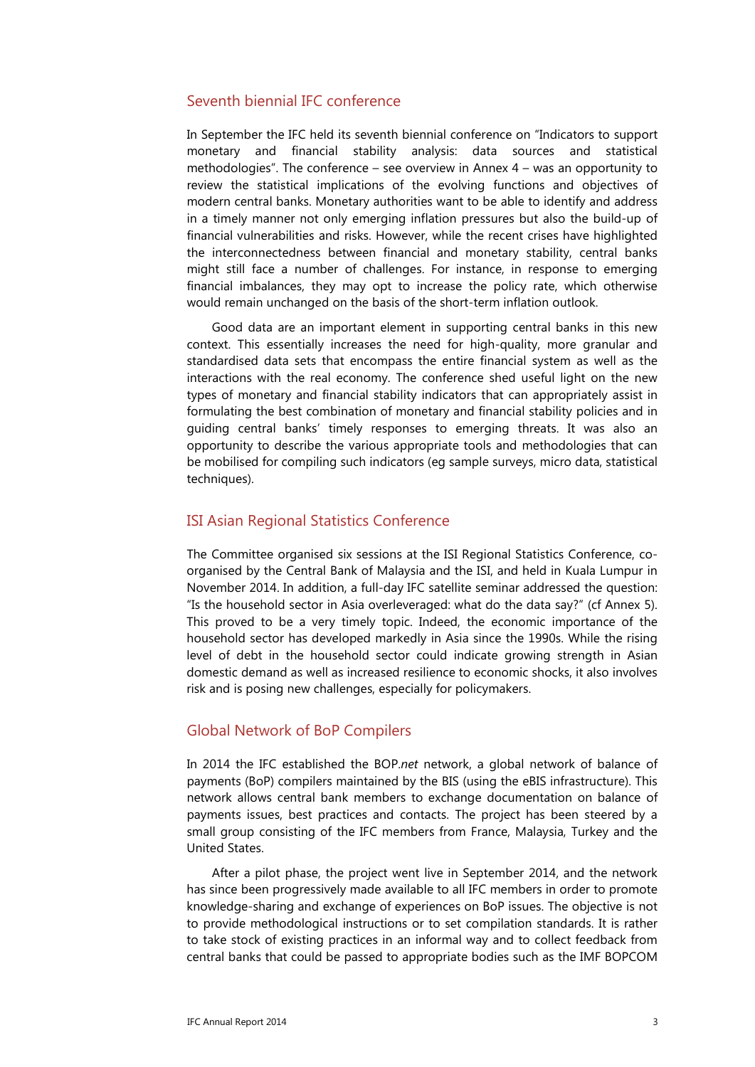## Seventh biennial IFC conference

In September the IFC held its seventh biennial conference on "Indicators to support monetary and financial stability analysis: data sources and statistical methodologies". The conference – see overview in Annex 4 – was an opportunity to review the statistical implications of the evolving functions and objectives of modern central banks. Monetary authorities want to be able to identify and address in a timely manner not only emerging inflation pressures but also the build-up of financial vulnerabilities and risks. However, while the recent crises have highlighted the interconnectedness between financial and monetary stability, central banks might still face a number of challenges. For instance, in response to emerging financial imbalances, they may opt to increase the policy rate, which otherwise would remain unchanged on the basis of the short-term inflation outlook.

Good data are an important element in supporting central banks in this new context. This essentially increases the need for high-quality, more granular and standardised data sets that encompass the entire financial system as well as the interactions with the real economy. The conference shed useful light on the new types of monetary and financial stability indicators that can appropriately assist in formulating the best combination of monetary and financial stability policies and in guiding central banks' timely responses to emerging threats. It was also an opportunity to describe the various appropriate tools and methodologies that can be mobilised for compiling such indicators (eg sample surveys, micro data, statistical techniques).

## ISI Asian Regional Statistics Conference

The Committee organised six sessions at the ISI Regional Statistics Conference, co-organised by the Central Bank of Malaysia and the ISI, and held in Kuala Lumpur in November 2014. In addition, a full-day IFC satellite seminar addressed the question: "Is the household sector in Asia overleveraged: what do the data say?" (cf Annex 5). This proved to be a very timely topic. Indeed, the economic importance of the household sector has developed markedly in Asia since the 1990s. While the rising level of debt in the household sector could indicate growing strength in Asian domestic demand as well as increased resilience to economic shocks, it also involves risk and is posing new challenges, especially for policymakers.

## Global Network of BoP Compilers

In 2014 the IFC established the BOP.*net* network, a global network of balance of payments (BoP) compilers maintained by the BIS (using the eBIS infrastructure). This network allows central bank members to exchange documentation on balance of payments issues, best practices and contacts. The project has been steered by a small group consisting of the IFC members from France, Malaysia, Turkey and the United States.

After a pilot phase, the project went live in September 2014, and the network has since been progressively made available to all IFC members in order to promote knowledge-sharing and exchange of experiences on BoP issues. The objective is not to provide methodological instructions or to set compilation standards. It is rather to take stock of existing practices in an informal way and to collect feedback from central banks that could be passed to appropriate bodies such as the IMF BOPCOM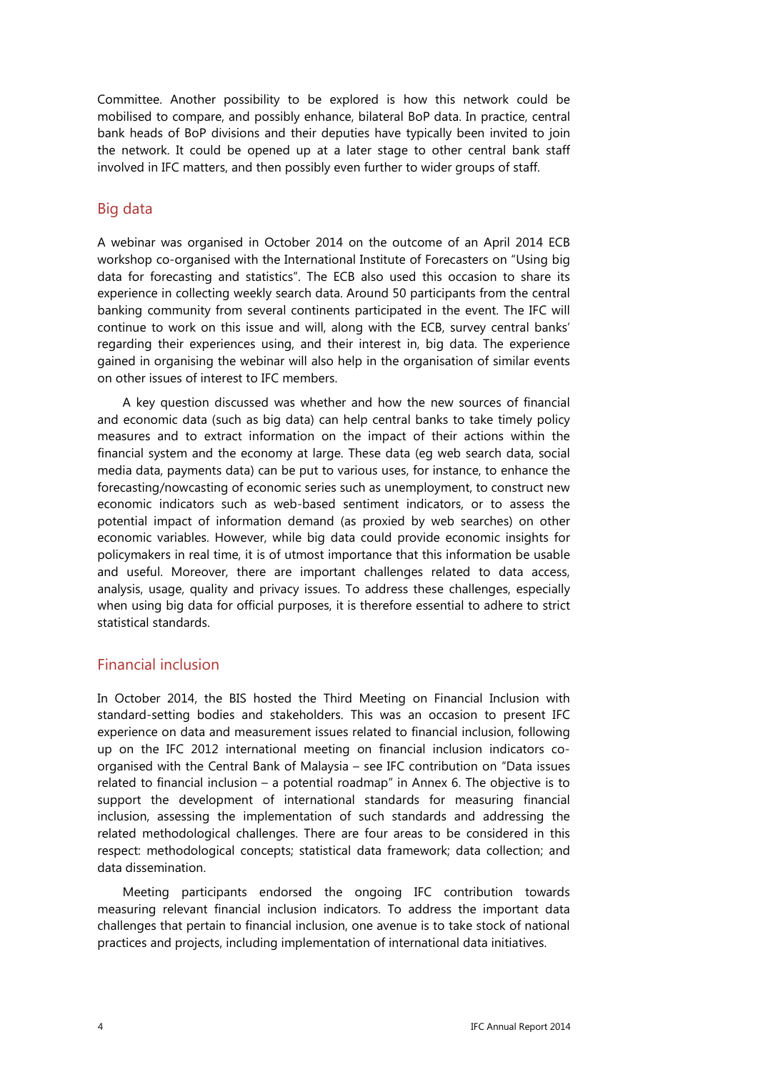Committee. Another possibility to be explored is how this network could be mobilised to compare, and possibly enhance, bilateral BoP data. In practice, central bank heads of BoP divisions and their deputies have typically been invited to join the network. It could be opened up at a later stage to other central bank staff involved in IFC matters, and then possibly even further to wider groups of staff.

## Big data

A webinar was organised in October 2014 on the outcome of an April 2014 ECB workshop co-organised with the International Institute of Forecasters on "Using big data for forecasting and statistics". The ECB also used this occasion to share its experience in collecting weekly search data. Around 50 participants from the central banking community from several continents participated in the event. The IFC will continue to work on this issue and will, along with the ECB, survey central banks' regarding their experiences using, and their interest in, big data. The experience gained in organising the webinar will also help in the organisation of similar events on other issues of interest to IFC members.

A key question discussed was whether and how the new sources of financial and economic data (such as big data) can help central banks to take timely policy measures and to extract information on the impact of their actions within the financial system and the economy at large. These data (eg web search data, social media data, payments data) can be put to various uses, for instance, to enhance the forecasting/nowcasting of economic series such as unemployment, to construct new economic indicators such as web-based sentiment indicators, or to assess the potential impact of information demand (as proxied by web searches) on other economic variables. However, while big data could provide economic insights for policymakers in real time, it is of utmost importance that this information be usable and useful. Moreover, there are important challenges related to data access, analysis, usage, quality and privacy issues. To address these challenges, especially when using big data for official purposes, it is therefore essential to adhere to strict statistical standards.

## Financial inclusion

In October 2014, the BIS hosted the Third Meeting on Financial Inclusion with standard-setting bodies and stakeholders. This was an occasion to present IFC experience on data and measurement issues related to financial inclusion, following up on the IFC 2012 international meeting on financial inclusion indicators co-organised with the Central Bank of Malaysia – see IFC contribution on "Data issues related to financial inclusion – a potential roadmap" in Annex 6. The objective is to support the development of international standards for measuring financial inclusion, assessing the implementation of such standards and addressing the related methodological challenges. There are four areas to be considered in this respect: methodological concepts; statistical data framework; data collection; and data dissemination.

Meeting participants endorsed the ongoing IFC contribution towards measuring relevant financial inclusion indicators. To address the important data challenges that pertain to financial inclusion, one avenue is to take stock of national practices and projects, including implementation of international data initiatives.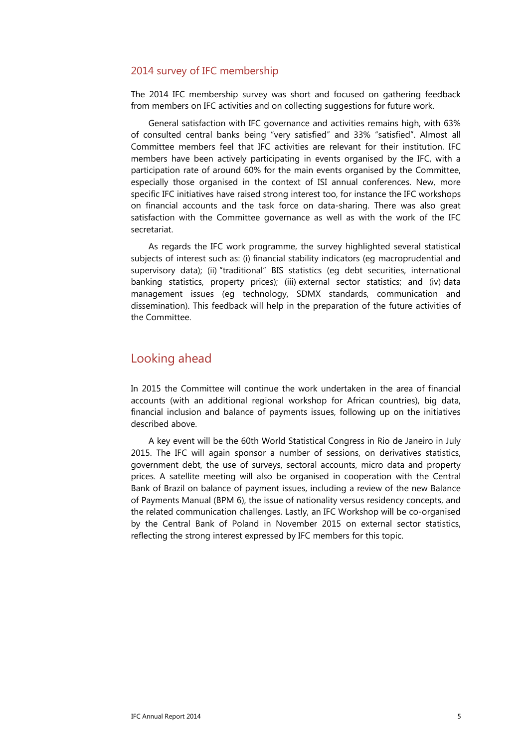### 2014 survey of IFC membership

The 2014 IFC membership survey was short and focused on gathering feedback from members on IFC activities and on collecting suggestions for future work.

General satisfaction with IFC governance and activities remains high, with 63% of consulted central banks being "very satisfied" and 33% "satisfied". Almost all Committee members feel that IFC activities are relevant for their institution. IFC members have been actively participating in events organised by the IFC, with a participation rate of around 60% for the main events organised by the Committee, especially those organised in the context of ISI annual conferences. New, more specific IFC initiatives have raised strong interest too, for instance the IFC workshops on financial accounts and the task force on data-sharing. There was also great satisfaction with the Committee governance as well as with the work of the IFC secretariat.

As regards the IFC work programme, the survey highlighted several statistical subjects of interest such as: (i) financial stability indicators (eg macroprudential and supervisory data); (ii) "traditional" BIS statistics (eg debt securities, international banking statistics, property prices); (iii) external sector statistics; and (iv) data management issues (eg technology, SDMX standards, communication and dissemination). This feedback will help in the preparation of the future activities of the Committee.

## Looking ahead

In 2015 the Committee will continue the work undertaken in the area of financial accounts (with an additional regional workshop for African countries), big data, financial inclusion and balance of payments issues, following up on the initiatives described above.

A key event will be the 60th World Statistical Congress in Rio de Janeiro in July 2015. The IFC will again sponsor a number of sessions, on derivatives statistics, government debt, the use of surveys, sectoral accounts, micro data and property prices. A satellite meeting will also be organised in cooperation with the Central Bank of Brazil on balance of payment issues, including a review of the new Balance of Payments Manual (BPM 6), the issue of nationality versus residency concepts, and the related communication challenges. Lastly, an IFC Workshop will be co-organised by the Central Bank of Poland in November 2015 on external sector statistics, reflecting the strong interest expressed by IFC members for this topic.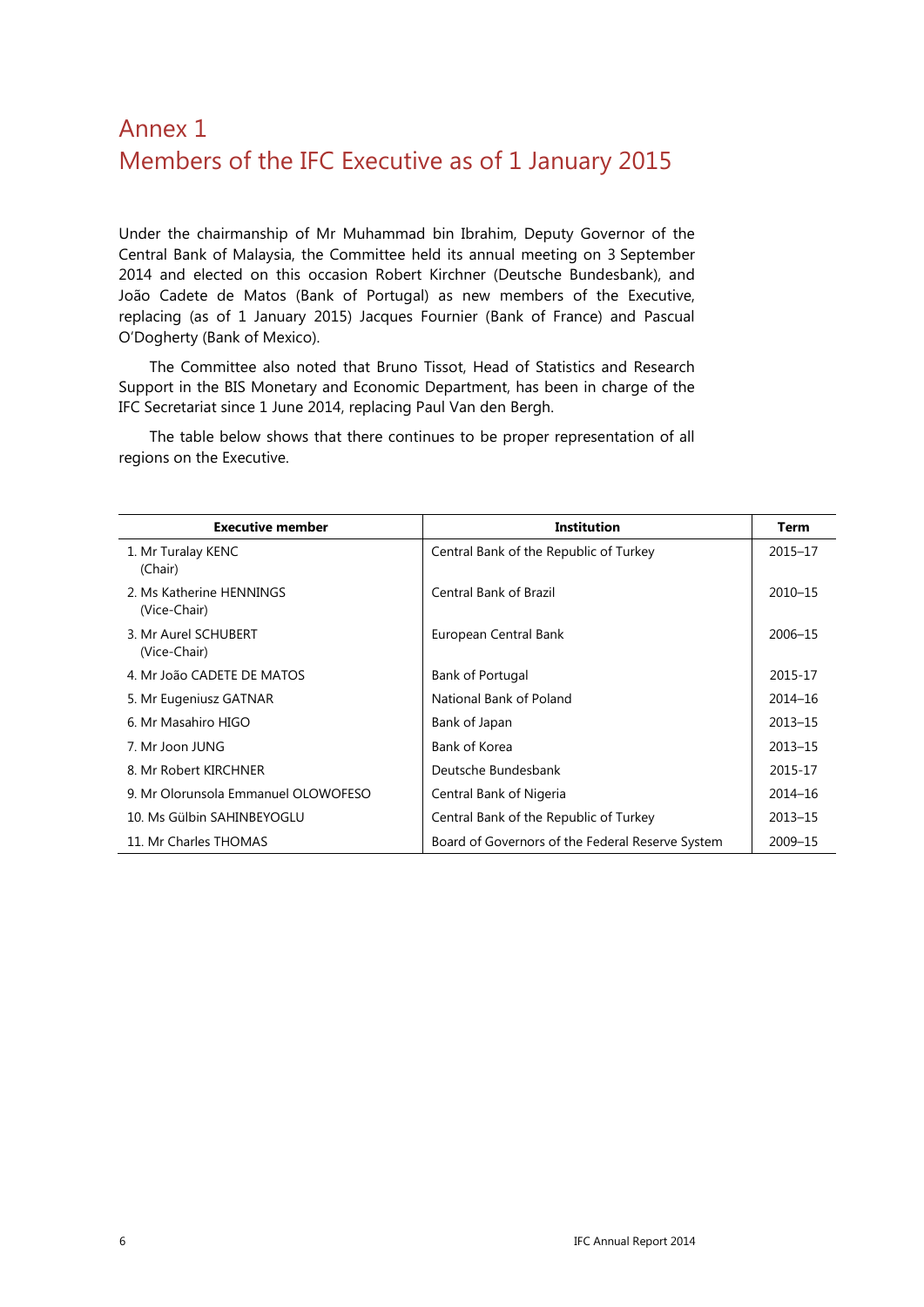# Annex 1
# Members of the IFC Executive as of 1 January 2015

Under the chairmanship of Mr Muhammad bin Ibrahim, Deputy Governor of the Central Bank of Malaysia, the Committee held its annual meeting on 3 September 2014 and elected on this occasion Robert Kirchner (Deutsche Bundesbank), and João Cadete de Matos (Bank of Portugal) as new members of the Executive, replacing (as of 1 January 2015) Jacques Fournier (Bank of France) and Pascual O'Dogherty (Bank of Mexico).

The Committee also noted that Bruno Tissot, Head of Statistics and Research Support in the BIS Monetary and Economic Department, has been in charge of the IFC Secretariat since 1 June 2014, replacing Paul Van den Bergh.

The table below shows that there continues to be proper representation of all regions on the Executive.

| Executive member | Institution | Term |
|---|---|---|
| 1. Mr Turalay KENC (Chair) | Central Bank of the Republic of Turkey | 2015–17 |
| 2. Ms Katherine HENNINGS (Vice-Chair) | Central Bank of Brazil | 2010–15 |
| 3. Mr Aurel SCHUBERT (Vice-Chair) | European Central Bank | 2006–15 |
| 4. Mr João CADETE DE MATOS | Bank of Portugal | 2015-17 |
| 5. Mr Eugeniusz GATNAR | National Bank of Poland | 2014–16 |
| 6. Mr Masahiro HIGO | Bank of Japan | 2013–15 |
| 7. Mr Joon JUNG | Bank of Korea | 2013–15 |
| 8. Mr Robert KIRCHNER | Deutsche Bundesbank | 2015-17 |
| 9. Mr Olorunsola Emmanuel OLOWOFESO | Central Bank of Nigeria | 2014–16 |
| 10. Ms Gülbin SAHINBEYOGLU | Central Bank of the Republic of Turkey | 2013–15 |
| 11. Mr Charles THOMAS | Board of Governors of the Federal Reserve System | 2009–15 |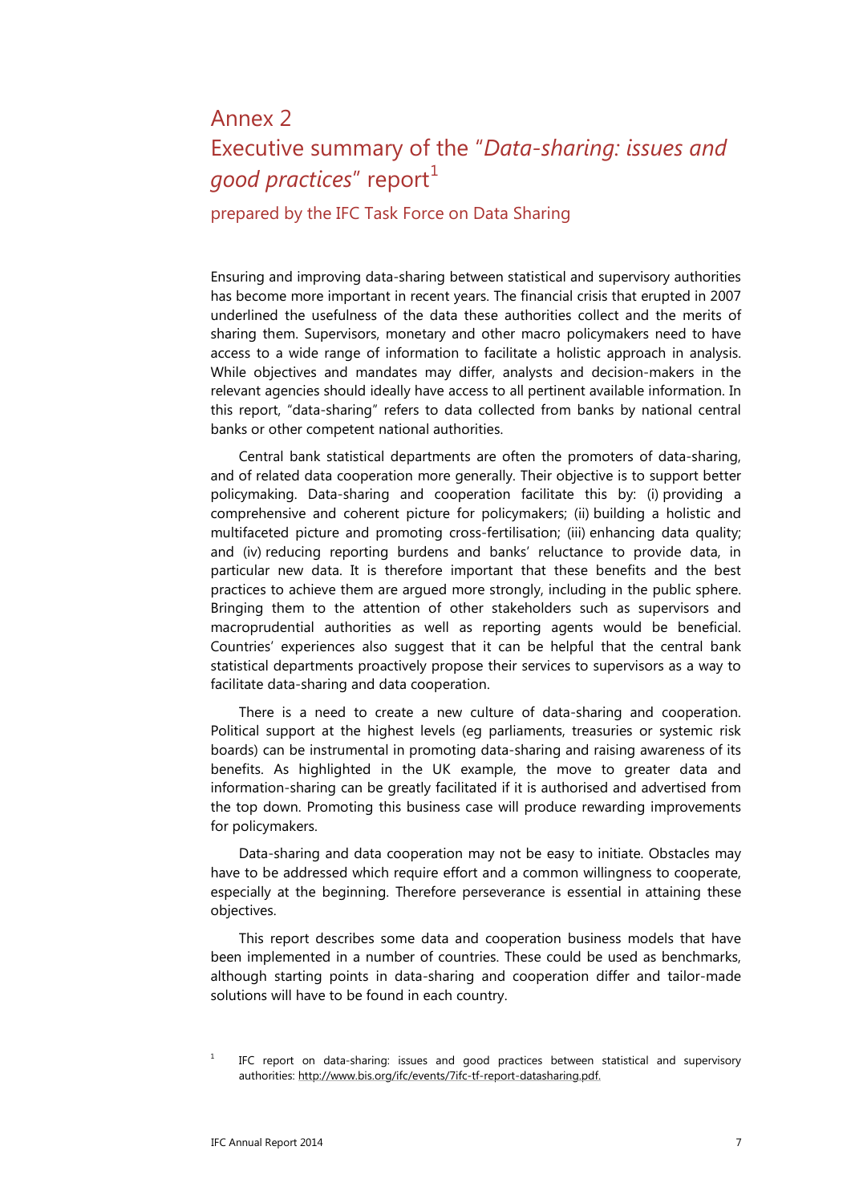# Annex 2

# Executive summary of the "*Data-sharing: issues and good practices*" report[1]

## prepared by the IFC Task Force on Data Sharing

Ensuring and improving data-sharing between statistical and supervisory authorities has become more important in recent years. The financial crisis that erupted in 2007 underlined the usefulness of the data these authorities collect and the merits of sharing them. Supervisors, monetary and other macro policymakers need to have access to a wide range of information to facilitate a holistic approach in analysis. While objectives and mandates may differ, analysts and decision-makers in the relevant agencies should ideally have access to all pertinent available information. In this report, "data-sharing" refers to data collected from banks by national central banks or other competent national authorities.

Central bank statistical departments are often the promoters of data-sharing, and of related data cooperation more generally. Their objective is to support better policymaking. Data-sharing and cooperation facilitate this by: (i) providing a comprehensive and coherent picture for policymakers; (ii) building a holistic and multifaceted picture and promoting cross-fertilisation; (iii) enhancing data quality; and (iv) reducing reporting burdens and banks' reluctance to provide data, in particular new data. It is therefore important that these benefits and the best practices to achieve them are argued more strongly, including in the public sphere. Bringing them to the attention of other stakeholders such as supervisors and macroprudential authorities as well as reporting agents would be beneficial. Countries' experiences also suggest that it can be helpful that the central bank statistical departments proactively propose their services to supervisors as a way to facilitate data-sharing and data cooperation.

There is a need to create a new culture of data-sharing and cooperation. Political support at the highest levels (eg parliaments, treasuries or systemic risk boards) can be instrumental in promoting data-sharing and raising awareness of its benefits. As highlighted in the UK example, the move to greater data and information-sharing can be greatly facilitated if it is authorised and advertised from the top down. Promoting this business case will produce rewarding improvements for policymakers.

Data-sharing and data cooperation may not be easy to initiate. Obstacles may have to be addressed which require effort and a common willingness to cooperate, especially at the beginning. Therefore perseverance is essential in attaining these objectives.

This report describes some data and cooperation business models that have been implemented in a number of countries. These could be used as benchmarks, although starting points in data-sharing and cooperation differ and tailor-made solutions will have to be found in each country.

[1] IFC report on data-sharing: issues and good practices between statistical and supervisory authorities: http://www.bis.org/ifc/events/7ifc-tf-report-datasharing.pdf.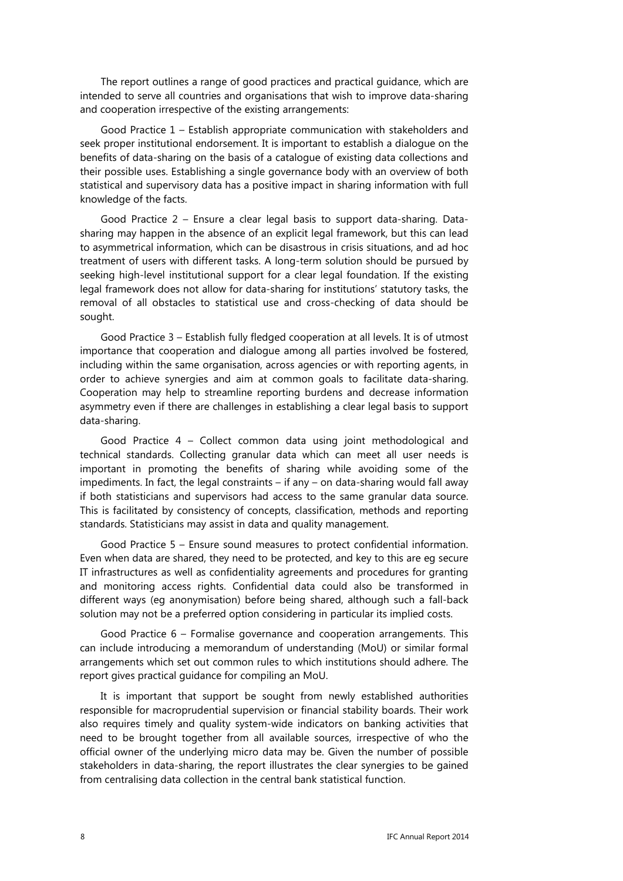The report outlines a range of good practices and practical guidance, which are intended to serve all countries and organisations that wish to improve data-sharing and cooperation irrespective of the existing arrangements:

Good Practice 1 – Establish appropriate communication with stakeholders and seek proper institutional endorsement. It is important to establish a dialogue on the benefits of data-sharing on the basis of a catalogue of existing data collections and their possible uses. Establishing a single governance body with an overview of both statistical and supervisory data has a positive impact in sharing information with full knowledge of the facts.

Good Practice 2 – Ensure a clear legal basis to support data-sharing. Data-sharing may happen in the absence of an explicit legal framework, but this can lead to asymmetrical information, which can be disastrous in crisis situations, and ad hoc treatment of users with different tasks. A long-term solution should be pursued by seeking high-level institutional support for a clear legal foundation. If the existing legal framework does not allow for data-sharing for institutions' statutory tasks, the removal of all obstacles to statistical use and cross-checking of data should be sought.

Good Practice 3 – Establish fully fledged cooperation at all levels. It is of utmost importance that cooperation and dialogue among all parties involved be fostered, including within the same organisation, across agencies or with reporting agents, in order to achieve synergies and aim at common goals to facilitate data-sharing. Cooperation may help to streamline reporting burdens and decrease information asymmetry even if there are challenges in establishing a clear legal basis to support data-sharing.

Good Practice 4 – Collect common data using joint methodological and technical standards. Collecting granular data which can meet all user needs is important in promoting the benefits of sharing while avoiding some of the impediments. In fact, the legal constraints – if any – on data-sharing would fall away if both statisticians and supervisors had access to the same granular data source. This is facilitated by consistency of concepts, classification, methods and reporting standards. Statisticians may assist in data and quality management.

Good Practice 5 – Ensure sound measures to protect confidential information. Even when data are shared, they need to be protected, and key to this are eg secure IT infrastructures as well as confidentiality agreements and procedures for granting and monitoring access rights. Confidential data could also be transformed in different ways (eg anonymisation) before being shared, although such a fall-back solution may not be a preferred option considering in particular its implied costs.

Good Practice 6 – Formalise governance and cooperation arrangements. This can include introducing a memorandum of understanding (MoU) or similar formal arrangements which set out common rules to which institutions should adhere. The report gives practical guidance for compiling an MoU.

It is important that support be sought from newly established authorities responsible for macroprudential supervision or financial stability boards. Their work also requires timely and quality system-wide indicators on banking activities that need to be brought together from all available sources, irrespective of who the official owner of the underlying micro data may be. Given the number of possible stakeholders in data-sharing, the report illustrates the clear synergies to be gained from centralising data collection in the central bank statistical function.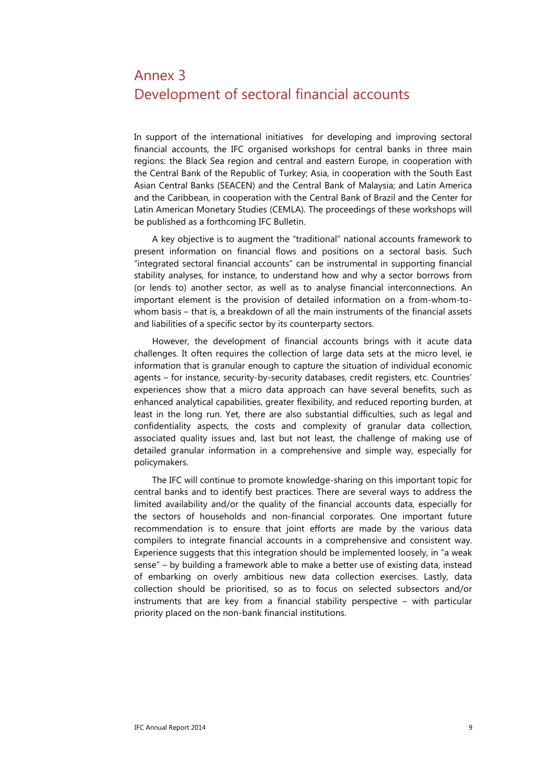# Annex 3
# Development of sectoral financial accounts

In support of the international initiatives for developing and improving sectoral financial accounts, the IFC organised workshops for central banks in three main regions: the Black Sea region and central and eastern Europe, in cooperation with the Central Bank of the Republic of Turkey; Asia, in cooperation with the South East Asian Central Banks (SEACEN) and the Central Bank of Malaysia; and Latin America and the Caribbean, in cooperation with the Central Bank of Brazil and the Center for Latin American Monetary Studies (CEMLA). The proceedings of these workshops will be published as a forthcoming IFC Bulletin.

A key objective is to augment the "traditional" national accounts framework to present information on financial flows and positions on a sectoral basis. Such "integrated sectoral financial accounts" can be instrumental in supporting financial stability analyses, for instance, to understand how and why a sector borrows from (or lends to) another sector, as well as to analyse financial interconnections. An important element is the provision of detailed information on a from-whom-to-whom basis – that is, a breakdown of all the main instruments of the financial assets and liabilities of a specific sector by its counterparty sectors.

However, the development of financial accounts brings with it acute data challenges. It often requires the collection of large data sets at the micro level, ie information that is granular enough to capture the situation of individual economic agents – for instance, security-by-security databases, credit registers, etc. Countries' experiences show that a micro data approach can have several benefits, such as enhanced analytical capabilities, greater flexibility, and reduced reporting burden, at least in the long run. Yet, there are also substantial difficulties, such as legal and confidentiality aspects, the costs and complexity of granular data collection, associated quality issues and, last but not least, the challenge of making use of detailed granular information in a comprehensive and simple way, especially for policymakers.

The IFC will continue to promote knowledge-sharing on this important topic for central banks and to identify best practices. There are several ways to address the limited availability and/or the quality of the financial accounts data, especially for the sectors of households and non-financial corporates. One important future recommendation is to ensure that joint efforts are made by the various data compilers to integrate financial accounts in a comprehensive and consistent way. Experience suggests that this integration should be implemented loosely, in "a weak sense" – by building a framework able to make a better use of existing data, instead of embarking on overly ambitious new data collection exercises. Lastly, data collection should be prioritised, so as to focus on selected subsectors and/or instruments that are key from a financial stability perspective – with particular priority placed on the non-bank financial institutions.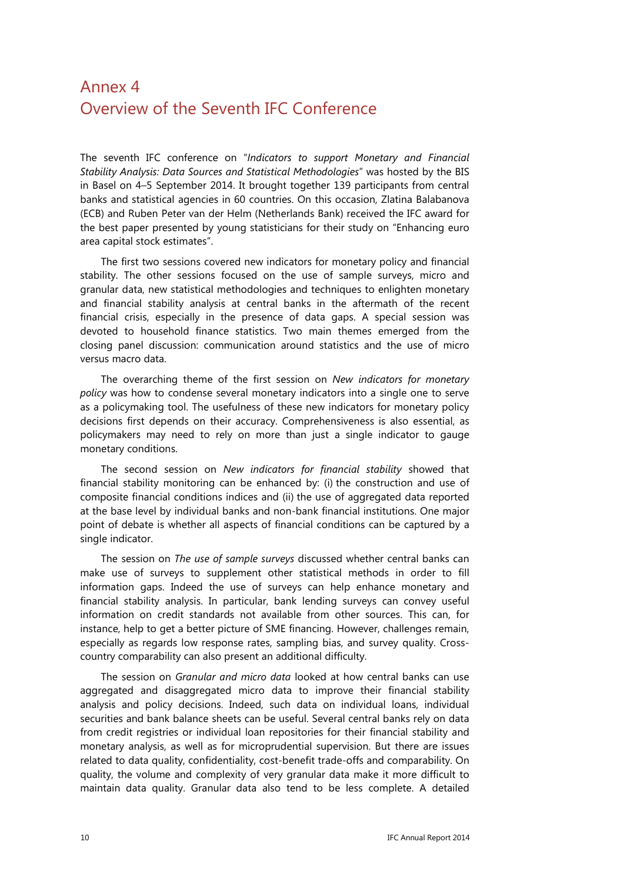# Annex 4
# Overview of the Seventh IFC Conference

The seventh IFC conference on "*Indicators to support Monetary and Financial Stability Analysis: Data Sources and Statistical Methodologies*" was hosted by the BIS in Basel on 4–5 September 2014. It brought together 139 participants from central banks and statistical agencies in 60 countries. On this occasion, Zlatina Balabanova (ECB) and Ruben Peter van der Helm (Netherlands Bank) received the IFC award for the best paper presented by young statisticians for their study on "Enhancing euro area capital stock estimates".

The first two sessions covered new indicators for monetary policy and financial stability. The other sessions focused on the use of sample surveys, micro and granular data, new statistical methodologies and techniques to enlighten monetary and financial stability analysis at central banks in the aftermath of the recent financial crisis, especially in the presence of data gaps. A special session was devoted to household finance statistics. Two main themes emerged from the closing panel discussion: communication around statistics and the use of micro versus macro data.

The overarching theme of the first session on *New indicators for monetary policy* was how to condense several monetary indicators into a single one to serve as a policymaking tool. The usefulness of these new indicators for monetary policy decisions first depends on their accuracy. Comprehensiveness is also essential, as policymakers may need to rely on more than just a single indicator to gauge monetary conditions.

The second session on *New indicators for financial stability* showed that financial stability monitoring can be enhanced by: (i) the construction and use of composite financial conditions indices and (ii) the use of aggregated data reported at the base level by individual banks and non-bank financial institutions. One major point of debate is whether all aspects of financial conditions can be captured by a single indicator.

The session on *The use of sample surveys* discussed whether central banks can make use of surveys to supplement other statistical methods in order to fill information gaps. Indeed the use of surveys can help enhance monetary and financial stability analysis. In particular, bank lending surveys can convey useful information on credit standards not available from other sources. This can, for instance, help to get a better picture of SME financing. However, challenges remain, especially as regards low response rates, sampling bias, and survey quality. Cross-country comparability can also present an additional difficulty.

The session on *Granular and micro data* looked at how central banks can use aggregated and disaggregated micro data to improve their financial stability analysis and policy decisions. Indeed, such data on individual loans, individual securities and bank balance sheets can be useful. Several central banks rely on data from credit registries or individual loan repositories for their financial stability and monetary analysis, as well as for microprudential supervision. But there are issues related to data quality, confidentiality, cost-benefit trade-offs and comparability. On quality, the volume and complexity of very granular data make it more difficult to maintain data quality. Granular data also tend to be less complete. A detailed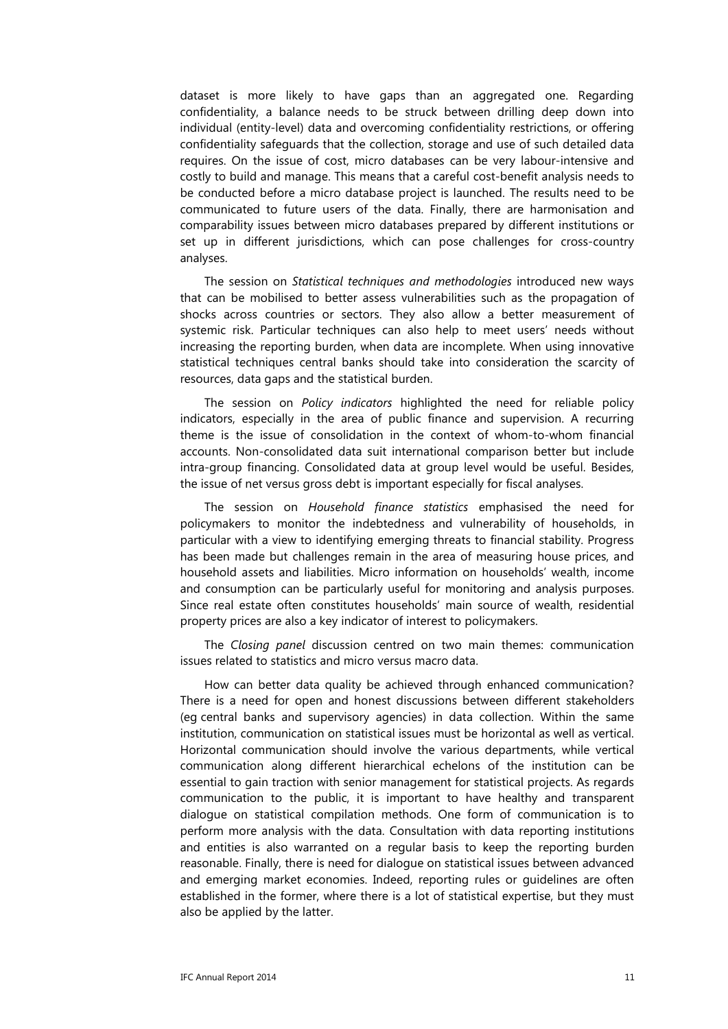dataset is more likely to have gaps than an aggregated one. Regarding confidentiality, a balance needs to be struck between drilling deep down into individual (entity-level) data and overcoming confidentiality restrictions, or offering confidentiality safeguards that the collection, storage and use of such detailed data requires. On the issue of cost, micro databases can be very labour-intensive and costly to build and manage. This means that a careful cost-benefit analysis needs to be conducted before a micro database project is launched. The results need to be communicated to future users of the data. Finally, there are harmonisation and comparability issues between micro databases prepared by different institutions or set up in different jurisdictions, which can pose challenges for cross-country analyses.

The session on *Statistical techniques and methodologies* introduced new ways that can be mobilised to better assess vulnerabilities such as the propagation of shocks across countries or sectors. They also allow a better measurement of systemic risk. Particular techniques can also help to meet users' needs without increasing the reporting burden, when data are incomplete. When using innovative statistical techniques central banks should take into consideration the scarcity of resources, data gaps and the statistical burden.

The session on *Policy indicators* highlighted the need for reliable policy indicators, especially in the area of public finance and supervision. A recurring theme is the issue of consolidation in the context of whom-to-whom financial accounts. Non-consolidated data suit international comparison better but include intra-group financing. Consolidated data at group level would be useful. Besides, the issue of net versus gross debt is important especially for fiscal analyses.

The session on *Household finance statistics* emphasised the need for policymakers to monitor the indebtedness and vulnerability of households, in particular with a view to identifying emerging threats to financial stability. Progress has been made but challenges remain in the area of measuring house prices, and household assets and liabilities. Micro information on households' wealth, income and consumption can be particularly useful for monitoring and analysis purposes. Since real estate often constitutes households' main source of wealth, residential property prices are also a key indicator of interest to policymakers.

The *Closing panel* discussion centred on two main themes: communication issues related to statistics and micro versus macro data.

How can better data quality be achieved through enhanced communication? There is a need for open and honest discussions between different stakeholders (eg central banks and supervisory agencies) in data collection. Within the same institution, communication on statistical issues must be horizontal as well as vertical. Horizontal communication should involve the various departments, while vertical communication along different hierarchical echelons of the institution can be essential to gain traction with senior management for statistical projects. As regards communication to the public, it is important to have healthy and transparent dialogue on statistical compilation methods. One form of communication is to perform more analysis with the data. Consultation with data reporting institutions and entities is also warranted on a regular basis to keep the reporting burden reasonable. Finally, there is need for dialogue on statistical issues between advanced and emerging market economies. Indeed, reporting rules or guidelines are often established in the former, where there is a lot of statistical expertise, but they must also be applied by the latter.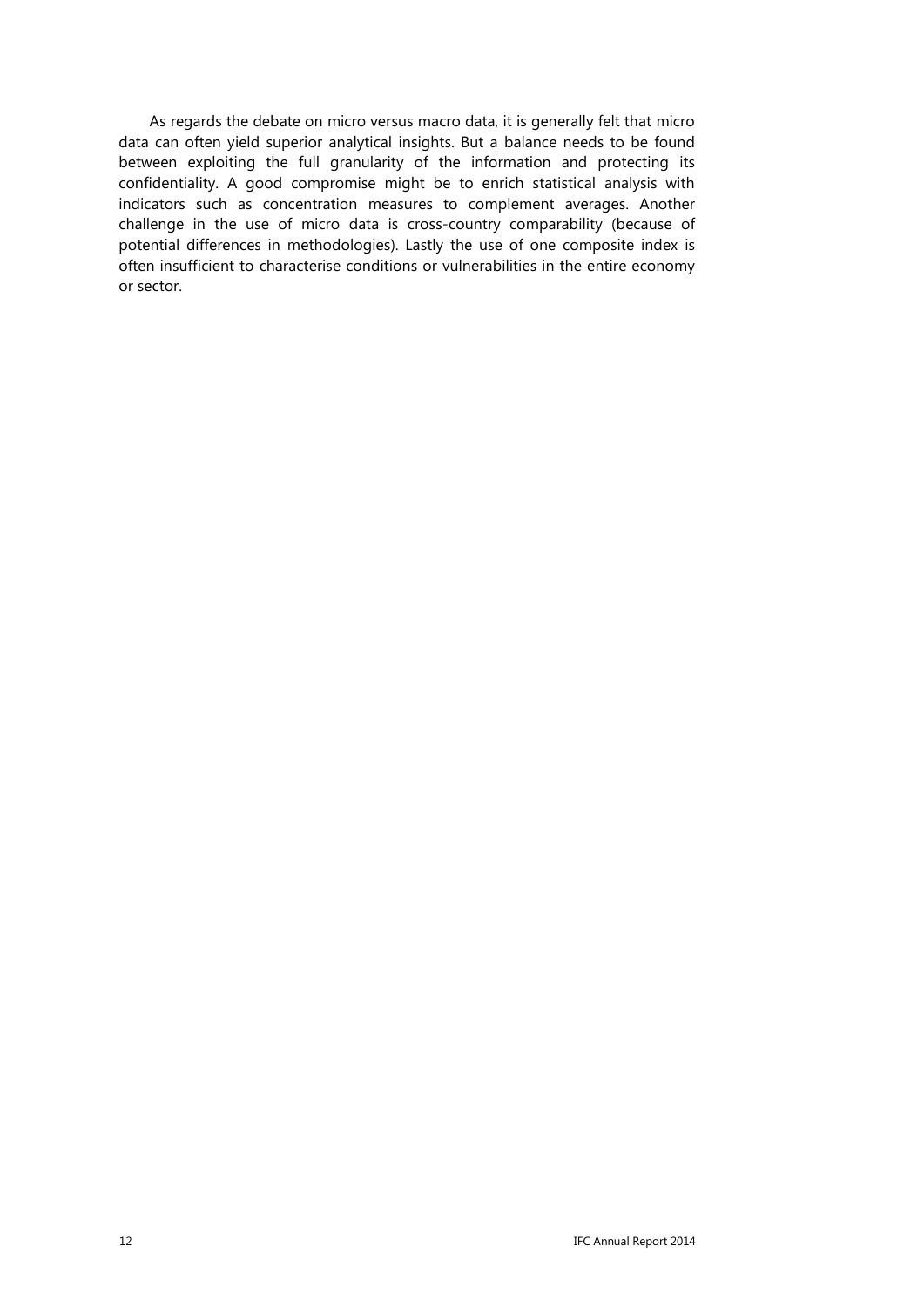As regards the debate on micro versus macro data, it is generally felt that micro data can often yield superior analytical insights. But a balance needs to be found between exploiting the full granularity of the information and protecting its confidentiality. A good compromise might be to enrich statistical analysis with indicators such as concentration measures to complement averages. Another challenge in the use of micro data is cross-country comparability (because of potential differences in methodologies). Lastly the use of one composite index is often insufficient to characterise conditions or vulnerabilities in the entire economy or sector.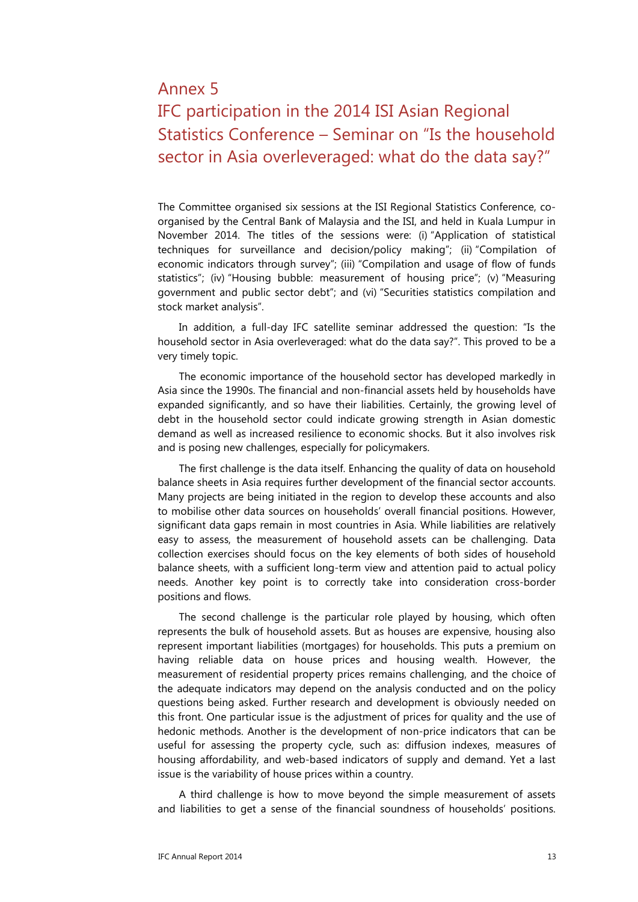# Annex 5

# IFC participation in the 2014 ISI Asian Regional Statistics Conference – Seminar on "Is the household sector in Asia overleveraged: what do the data say?"

The Committee organised six sessions at the ISI Regional Statistics Conference, co-organised by the Central Bank of Malaysia and the ISI, and held in Kuala Lumpur in November 2014. The titles of the sessions were: (i) "Application of statistical techniques for surveillance and decision/policy making"; (ii) "Compilation of economic indicators through survey"; (iii) "Compilation and usage of flow of funds statistics"; (iv) "Housing bubble: measurement of housing price"; (v) "Measuring government and public sector debt"; and (vi) "Securities statistics compilation and stock market analysis".

In addition, a full-day IFC satellite seminar addressed the question: "Is the household sector in Asia overleveraged: what do the data say?". This proved to be a very timely topic.

The economic importance of the household sector has developed markedly in Asia since the 1990s. The financial and non-financial assets held by households have expanded significantly, and so have their liabilities. Certainly, the growing level of debt in the household sector could indicate growing strength in Asian domestic demand as well as increased resilience to economic shocks. But it also involves risk and is posing new challenges, especially for policymakers.

The first challenge is the data itself. Enhancing the quality of data on household balance sheets in Asia requires further development of the financial sector accounts. Many projects are being initiated in the region to develop these accounts and also to mobilise other data sources on households' overall financial positions. However, significant data gaps remain in most countries in Asia. While liabilities are relatively easy to assess, the measurement of household assets can be challenging. Data collection exercises should focus on the key elements of both sides of household balance sheets, with a sufficient long-term view and attention paid to actual policy needs. Another key point is to correctly take into consideration cross-border positions and flows.

The second challenge is the particular role played by housing, which often represents the bulk of household assets. But as houses are expensive, housing also represent important liabilities (mortgages) for households. This puts a premium on having reliable data on house prices and housing wealth. However, the measurement of residential property prices remains challenging, and the choice of the adequate indicators may depend on the analysis conducted and on the policy questions being asked. Further research and development is obviously needed on this front. One particular issue is the adjustment of prices for quality and the use of hedonic methods. Another is the development of non-price indicators that can be useful for assessing the property cycle, such as: diffusion indexes, measures of housing affordability, and web-based indicators of supply and demand. Yet a last issue is the variability of house prices within a country.

A third challenge is how to move beyond the simple measurement of assets and liabilities to get a sense of the financial soundness of households' positions.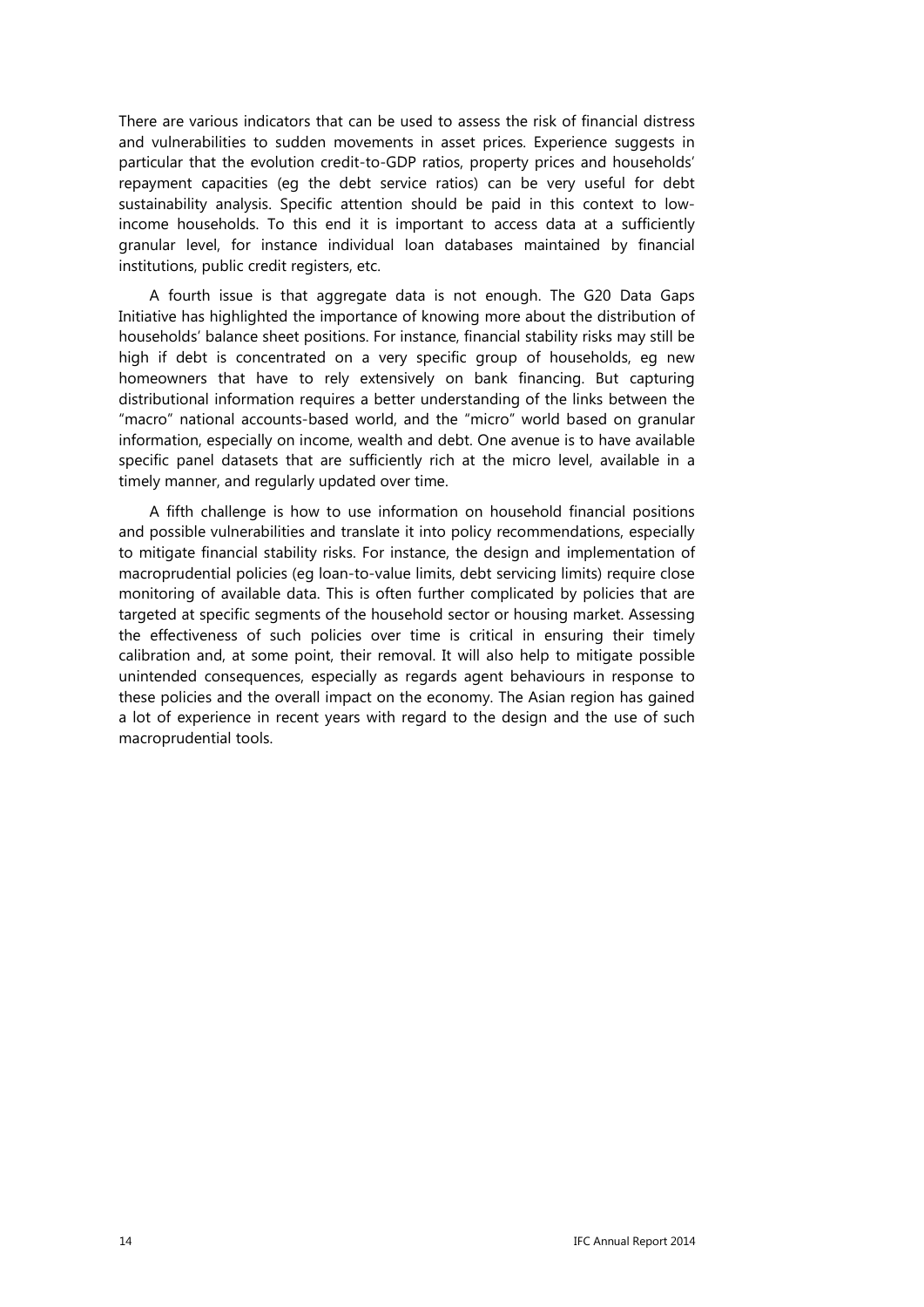There are various indicators that can be used to assess the risk of financial distress and vulnerabilities to sudden movements in asset prices. Experience suggests in particular that the evolution credit-to-GDP ratios, property prices and households' repayment capacities (eg the debt service ratios) can be very useful for debt sustainability analysis. Specific attention should be paid in this context to low-income households. To this end it is important to access data at a sufficiently granular level, for instance individual loan databases maintained by financial institutions, public credit registers, etc.

A fourth issue is that aggregate data is not enough. The G20 Data Gaps Initiative has highlighted the importance of knowing more about the distribution of households' balance sheet positions. For instance, financial stability risks may still be high if debt is concentrated on a very specific group of households, eg new homeowners that have to rely extensively on bank financing. But capturing distributional information requires a better understanding of the links between the "macro" national accounts-based world, and the "micro" world based on granular information, especially on income, wealth and debt. One avenue is to have available specific panel datasets that are sufficiently rich at the micro level, available in a timely manner, and regularly updated over time.

A fifth challenge is how to use information on household financial positions and possible vulnerabilities and translate it into policy recommendations, especially to mitigate financial stability risks. For instance, the design and implementation of macroprudential policies (eg loan-to-value limits, debt servicing limits) require close monitoring of available data. This is often further complicated by policies that are targeted at specific segments of the household sector or housing market. Assessing the effectiveness of such policies over time is critical in ensuring their timely calibration and, at some point, their removal. It will also help to mitigate possible unintended consequences, especially as regards agent behaviours in response to these policies and the overall impact on the economy. The Asian region has gained a lot of experience in recent years with regard to the design and the use of such macroprudential tools.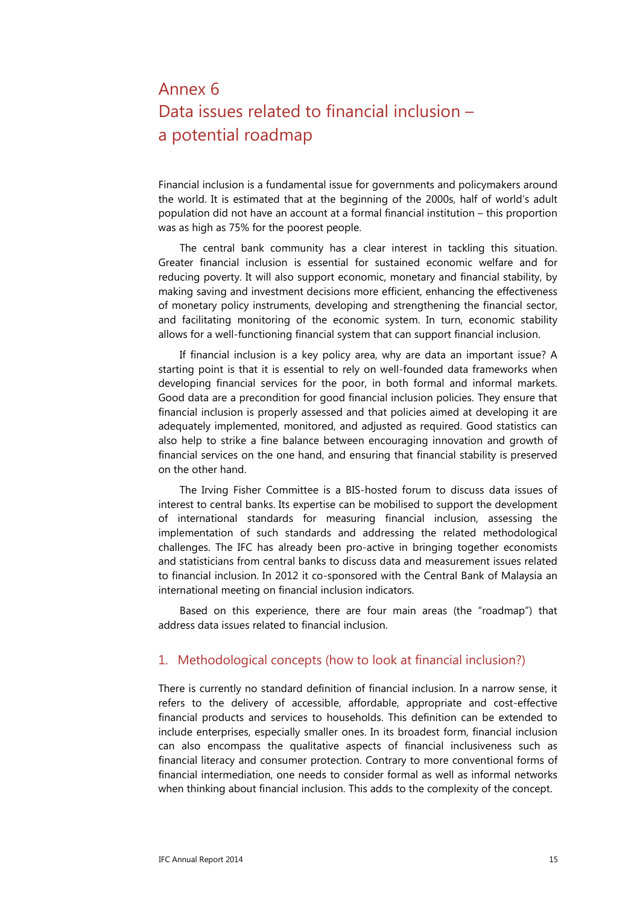# Annex 6
# Data issues related to financial inclusion – a potential roadmap

Financial inclusion is a fundamental issue for governments and policymakers around the world. It is estimated that at the beginning of the 2000s, half of world's adult population did not have an account at a formal financial institution – this proportion was as high as 75% for the poorest people.

The central bank community has a clear interest in tackling this situation. Greater financial inclusion is essential for sustained economic welfare and for reducing poverty. It will also support economic, monetary and financial stability, by making saving and investment decisions more efficient, enhancing the effectiveness of monetary policy instruments, developing and strengthening the financial sector, and facilitating monitoring of the economic system. In turn, economic stability allows for a well-functioning financial system that can support financial inclusion.

If financial inclusion is a key policy area, why are data an important issue? A starting point is that it is essential to rely on well-founded data frameworks when developing financial services for the poor, in both formal and informal markets. Good data are a precondition for good financial inclusion policies. They ensure that financial inclusion is properly assessed and that policies aimed at developing it are adequately implemented, monitored, and adjusted as required. Good statistics can also help to strike a fine balance between encouraging innovation and growth of financial services on the one hand, and ensuring that financial stability is preserved on the other hand.

The Irving Fisher Committee is a BIS-hosted forum to discuss data issues of interest to central banks. Its expertise can be mobilised to support the development of international standards for measuring financial inclusion, assessing the implementation of such standards and addressing the related methodological challenges. The IFC has already been pro-active in bringing together economists and statisticians from central banks to discuss data and measurement issues related to financial inclusion. In 2012 it co-sponsored with the Central Bank of Malaysia an international meeting on financial inclusion indicators.

Based on this experience, there are four main areas (the "roadmap") that address data issues related to financial inclusion.

## 1. Methodological concepts (how to look at financial inclusion?)

There is currently no standard definition of financial inclusion. In a narrow sense, it refers to the delivery of accessible, affordable, appropriate and cost-effective financial products and services to households. This definition can be extended to include enterprises, especially smaller ones. In its broadest form, financial inclusion can also encompass the qualitative aspects of financial inclusiveness such as financial literacy and consumer protection. Contrary to more conventional forms of financial intermediation, one needs to consider formal as well as informal networks when thinking about financial inclusion. This adds to the complexity of the concept.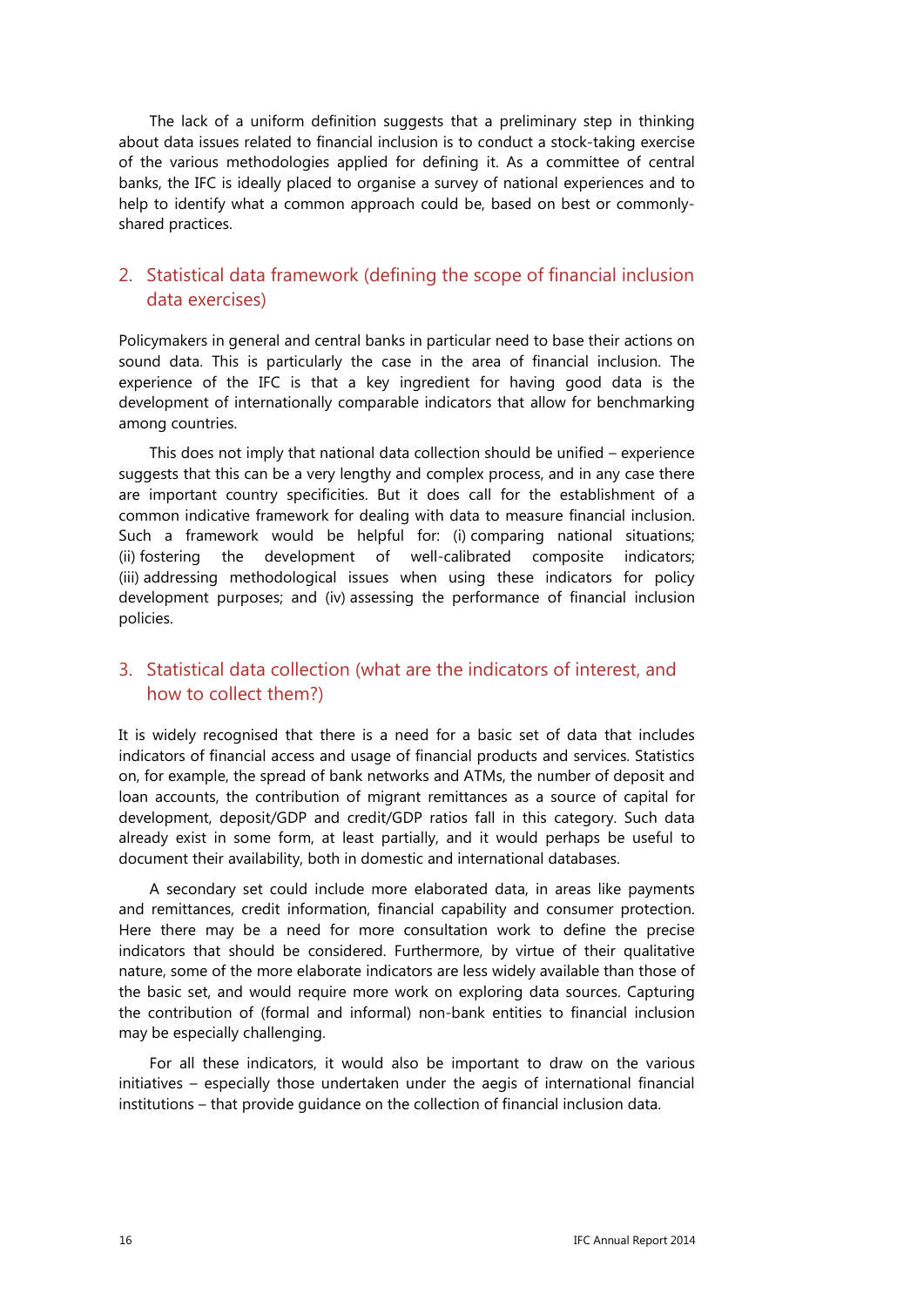The lack of a uniform definition suggests that a preliminary step in thinking about data issues related to financial inclusion is to conduct a stock-taking exercise of the various methodologies applied for defining it. As a committee of central banks, the IFC is ideally placed to organise a survey of national experiences and to help to identify what a common approach could be, based on best or commonly-shared practices.

## 2. Statistical data framework (defining the scope of financial inclusion data exercises)

Policymakers in general and central banks in particular need to base their actions on sound data. This is particularly the case in the area of financial inclusion. The experience of the IFC is that a key ingredient for having good data is the development of internationally comparable indicators that allow for benchmarking among countries.

This does not imply that national data collection should be unified – experience suggests that this can be a very lengthy and complex process, and in any case there are important country specificities. But it does call for the establishment of a common indicative framework for dealing with data to measure financial inclusion. Such a framework would be helpful for: (i) comparing national situations; (ii) fostering the development of well-calibrated composite indicators; (iii) addressing methodological issues when using these indicators for policy development purposes; and (iv) assessing the performance of financial inclusion policies.

## 3. Statistical data collection (what are the indicators of interest, and how to collect them?)

It is widely recognised that there is a need for a basic set of data that includes indicators of financial access and usage of financial products and services. Statistics on, for example, the spread of bank networks and ATMs, the number of deposit and loan accounts, the contribution of migrant remittances as a source of capital for development, deposit/GDP and credit/GDP ratios fall in this category. Such data already exist in some form, at least partially, and it would perhaps be useful to document their availability, both in domestic and international databases.

A secondary set could include more elaborated data, in areas like payments and remittances, credit information, financial capability and consumer protection. Here there may be a need for more consultation work to define the precise indicators that should be considered. Furthermore, by virtue of their qualitative nature, some of the more elaborate indicators are less widely available than those of the basic set, and would require more work on exploring data sources. Capturing the contribution of (formal and informal) non-bank entities to financial inclusion may be especially challenging.

For all these indicators, it would also be important to draw on the various initiatives – especially those undertaken under the aegis of international financial institutions – that provide guidance on the collection of financial inclusion data.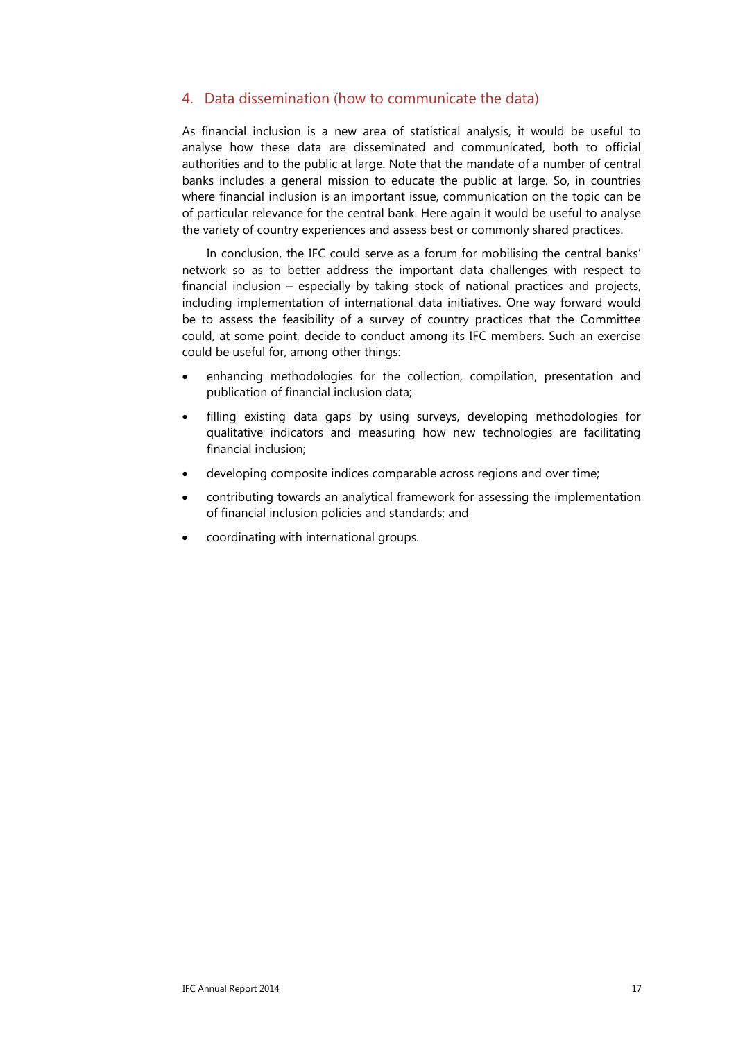## 4. Data dissemination (how to communicate the data)

As financial inclusion is a new area of statistical analysis, it would be useful to analyse how these data are disseminated and communicated, both to official authorities and to the public at large. Note that the mandate of a number of central banks includes a general mission to educate the public at large. So, in countries where financial inclusion is an important issue, communication on the topic can be of particular relevance for the central bank. Here again it would be useful to analyse the variety of country experiences and assess best or commonly shared practices.

In conclusion, the IFC could serve as a forum for mobilising the central banks' network so as to better address the important data challenges with respect to financial inclusion – especially by taking stock of national practices and projects, including implementation of international data initiatives. One way forward would be to assess the feasibility of a survey of country practices that the Committee could, at some point, decide to conduct among its IFC members. Such an exercise could be useful for, among other things:

- enhancing methodologies for the collection, compilation, presentation and publication of financial inclusion data;
- filling existing data gaps by using surveys, developing methodologies for qualitative indicators and measuring how new technologies are facilitating financial inclusion;
- developing composite indices comparable across regions and over time;
- contributing towards an analytical framework for assessing the implementation of financial inclusion policies and standards; and
- coordinating with international groups.